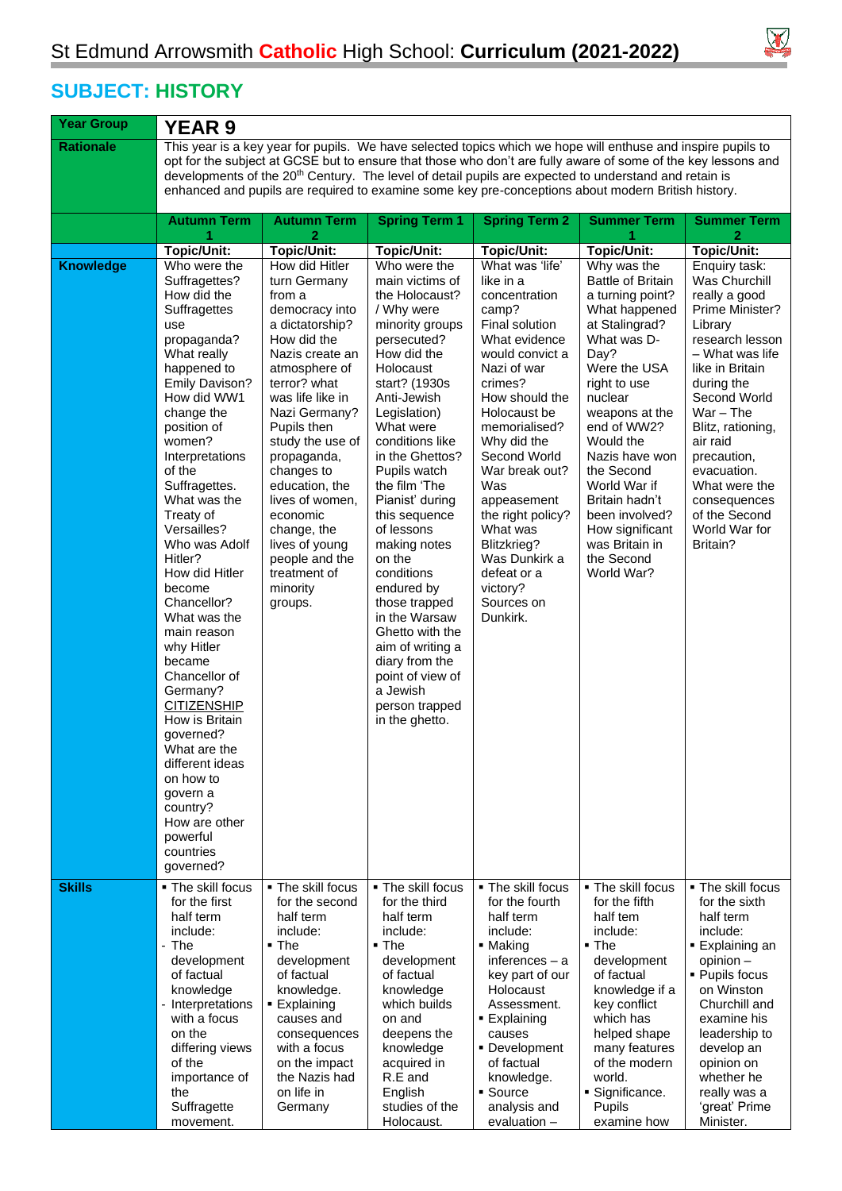# St Edmund Arrowsmith **Catholic** High School: **Curriculum (2021-2022)**

## SUBJECT: HISTORY

| Year Group | YEAR 9 | | | | | |
|---|---|---|---|---|---|---|
| Rationale | This year is a key year for pupils. We have selected topics which we hope will enthuse and inspire pupils to opt for the subject at GCSE but to ensure that those who don't are fully aware of some of the key lessons and developments of the 20th Century. The level of detail pupils are expected to understand and retain is enhanced and pupils are required to examine some key pre-conceptions about modern British history. | | | | | |
| | **Autumn Term 1** | **Autumn Term 2** | **Spring Term 1** | **Spring Term 2** | **Summer Term 1** | **Summer Term 2** |
| | **Topic/Unit:** | **Topic/Unit:** | **Topic/Unit:** | **Topic/Unit:** | **Topic/Unit:** | **Topic/Unit:** |
| **Knowledge** | Who were the Suffragettes? How did the Suffragettes use propaganda? What really happened to Emily Davison? How did WW1 change the position of women? Interpretations of the Suffragettes. What was the Treaty of Versailles? Who was Adolf Hitler? How did Hitler become Chancellor? What was the main reason why Hitler became Chancellor of Germany? <u>CITIZENSHIP</u> How is Britain governed? What are the different ideas on how to govern a country? How are other powerful countries governed? | How did Hitler turn Germany from a democracy into a dictatorship? How did the Nazis create an atmosphere of terror? what was life like in Nazi Germany? Pupils then study the use of propaganda, changes to education, the lives of women, economic change, the lives of young people and the treatment of minority groups. | Who were the main victims of the Holocaust? / Why were minority groups persecuted? How did the Holocaust start? (1930s Anti-Jewish Legislation) What were conditions like in the Ghettos? Pupils watch the film 'The Pianist' during this sequence of lessons making notes on the conditions endured by those trapped in the Warsaw Ghetto with the aim of writing a diary from the point of view of a Jewish person trapped in the ghetto. | What was 'life' like in a concentration camp? Final solution What evidence would convict a Nazi of war crimes? How should the Holocaust be memorialised? Why did the Second World War break out? Was appeasement the right policy? What was Blitzkrieg? Was Dunkirk a defeat or a victory? Sources on Dunkirk. | Why was the Battle of Britain a turning point? What happened at Stalingrad? What was D-Day? Were the USA right to use nuclear weapons at the end of WW2? Would the Nazis have won the Second World War if Britain hadn't been involved? How significant was Britain in the Second World War? | Enquiry task: Was Churchill really a good Prime Minister? Library research lesson – What was life like in Britain during the Second World War – The Blitz, rationing, air raid precaution, evacuation. What were the consequences of the Second World War for Britain? |
| **Skills** | ▪ The skill focus for the first half term include:<br>- The development of factual knowledge<br>- Interpretations with a focus on the differing views of the importance of the Suffragette movement. | ▪ The skill focus for the second half term include:<br>▪ The development of factual knowledge.<br>▪ Explaining causes and consequences with a focus on the impact the Nazis had on life in Germany | ▪ The skill focus for the third half term include:<br>▪ The development of factual knowledge which builds on and deepens the knowledge acquired in R.E and English studies of the Holocaust. | ▪ The skill focus for the fourth half term include:<br>▪ Making inferences – a key part of our Holocaust Assessment.<br>▪ Explaining causes<br>▪ Development of factual knowledge.<br>▪ Source analysis and evaluation – | ▪ The skill focus for the fifth half tem include:<br>▪ The development of factual knowledge if a key conflict which has helped shape many features of the modern world.<br>▪ Significance. Pupils examine how | ▪ The skill focus for the sixth half term include:<br>▪ Explaining an opinion –<br>▪ Pupils focus on Winston Churchill and examine his leadership to develop an opinion on whether he really was a 'great' Prime Minister. |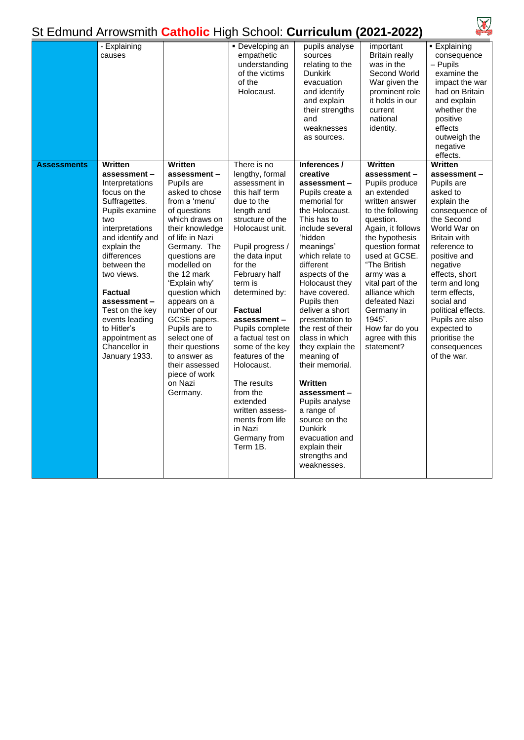# St Edmund Arrowsmith **Catholic** High School: **Curriculum (2021-2022)**

| | | | | | | |
|---|---|---|---|---|---|---|
| | - Explaining causes | | ▪ Developing an empathetic understanding of the victims of the Holocaust. | pupils analyse sources relating to the Dunkirk evacuation and identify and explain their strengths and weaknesses as sources. | important Britain really was in the Second World War given the prominent role it holds in our current national identity. | ▪ Explaining consequence – Pupils examine the impact the war had on Britain and explain whether the positive effects outweigh the negative effects. |
| **Assessments** | **Written assessment –** Interpretations focus on the Suffragettes. Pupils examine two interpretations and identify and explain the differences between the two views.<br><br>**Factual assessment –** Test on the key events leading to Hitler's appointment as Chancellor in January 1933. | **Written assessment –** Pupils are asked to chose from a 'menu' of questions which draws on their knowledge of life in Nazi Germany. The questions are modelled on the 12 mark 'Explain why' question which appears on a number of our GCSE papers. Pupils are to select one of their questions to answer as their assessed piece of work on Nazi Germany. | There is no lengthy, formal assessment in this half term due to the length and structure of the Holocaust unit.<br><br>Pupil progress / the data input for the February half term is determined by:<br><br>**Factual assessment –** Pupils complete a factual test on some of the key features of the Holocaust.<br><br>The results from the extended written assess-ments from life in Nazi Germany from Term 1B. | **Inferences / creative assessment –** Pupils create a memorial for the Holocaust. This has to include several 'hidden meanings' which relate to different aspects of the Holocaust they have covered. Pupils then deliver a short presentation to the rest of their class in which they explain the meaning of their memorial.<br><br>**Written assessment –** Pupils analyse a range of source on the Dunkirk evacuation and explain their strengths and weaknesses. | **Written assessment –** Pupils produce an extended written answer to the following question. Again, it follows the hypothesis question format used at GCSE. "The British army was a vital part of the alliance which defeated Nazi Germany in 1945". How far do you agree with this statement? | **Written assessment –** Pupils are asked to explain the consequence of the Second World War on Britain with reference to positive and negative effects, short term and long term effects, social and political effects. Pupils are also expected to prioritise the consequences of the war. |